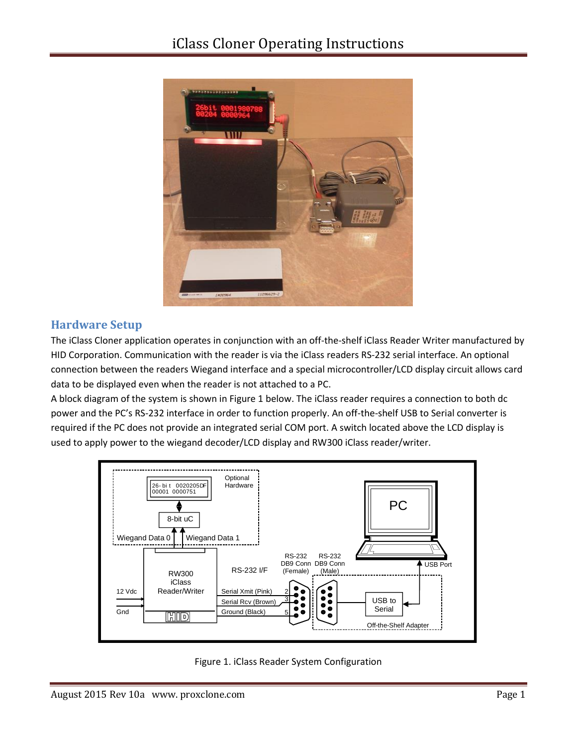# iClass Cloner Operating Instructions

## Hardware Setup

The iClass Cloner application operates in conjunction with an off-the-shelf iClass Reader Writer manufactured by HID Corporation. Communication with the reader is via the iClass readers RS-232 serial interface. An optional connection between the readers Wiegand interface and a special microcontroller/LCD display circuit allows card data to be displayed even when the reader is not attached to a PC.

A block diagram of the system is shown in Figure 1 below. The iClass reader requires a connection to both dc power and the PC's RS-232 interface in order to function properly. An off-the-shelf USB to Serial converter is required if the PC does not provide an integrated serial COM port. A switch located above the LCD display is used to apply power to the wiegand decoder/LCD display and RW300 iClass reader/writer.

Figure 1. iClass Reader System Configuration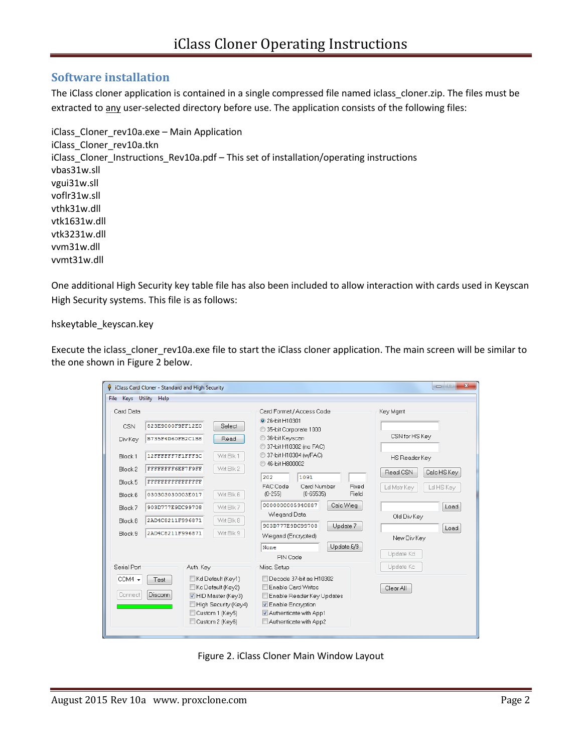## Software installation

The iClass cloner application is contained in a single compressed file named iclass_cloner.zip. The files must be extracted to any user-selected directory before use. The application consists of the following files:

iClass_Cloner_rev10a.exe – Main Application
iClass_Cloner_rev10a.tkn
iClass_Cloner_Instructions_Rev10a.pdf – This set of installation/operating instructions
vbas31w.sll
vgui31w.sll
voflr31w.sll
vthk31w.dll
vtk1631w.dll
vtk3231w.dll
vvm31w.dll
vvmt31w.dll

One additional High Security key table file has also been included to allow interaction with cards used in Keyscan High Security systems. This file is as follows:

hskeytable_keyscan.key

Execute the iclass_cloner_rev10a.exe file to start the iClass cloner application. The main screen will be similar to the one shown in Figure 2 below.

Figure 2. iClass Cloner Main Window Layout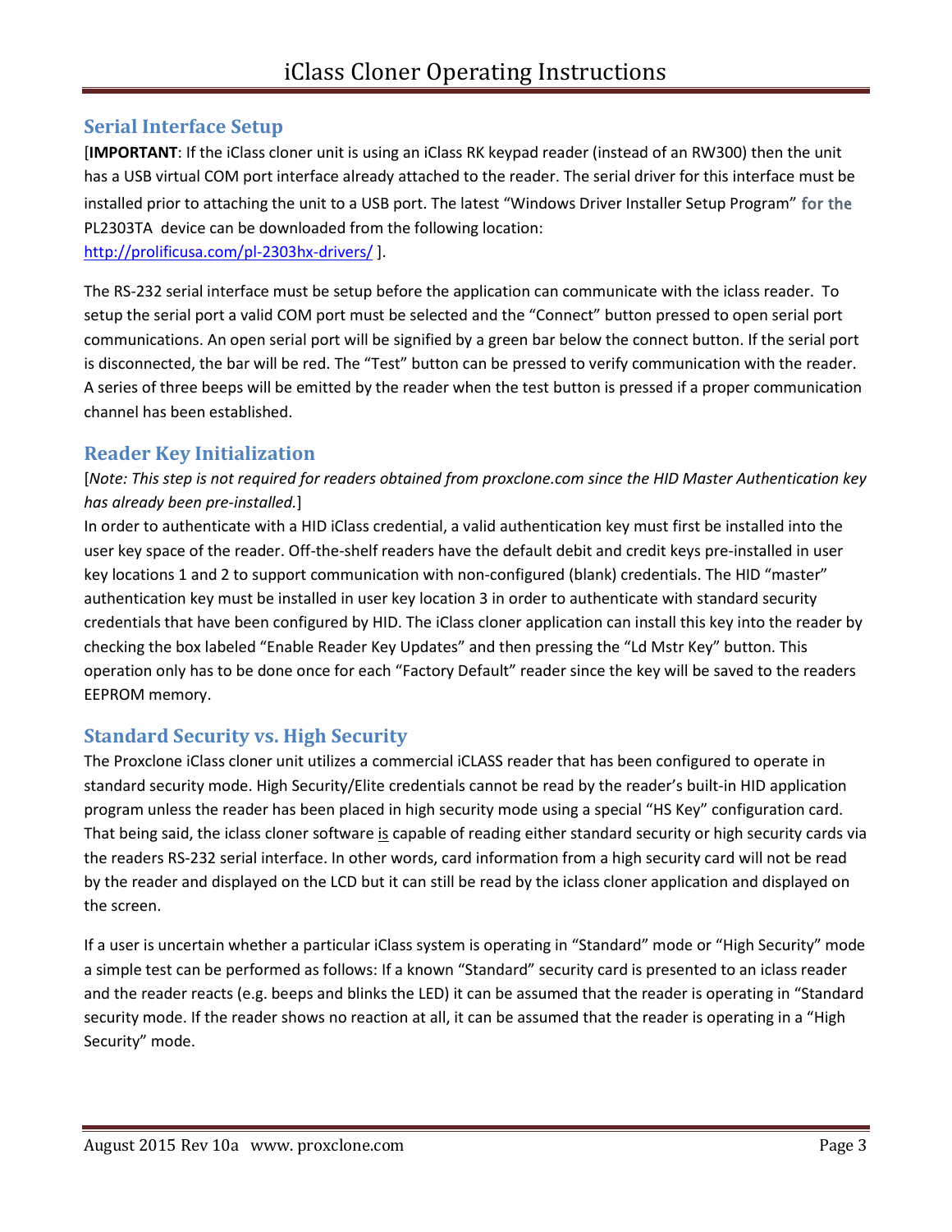## Serial Interface Setup

[**IMPORTANT**: If the iClass cloner unit is using an iClass RK keypad reader (instead of an RW300) then the unit has a USB virtual COM port interface already attached to the reader. The serial driver for this interface must be installed prior to attaching the unit to a USB port. The latest "Windows Driver Installer Setup Program" for the PL2303TA device can be downloaded from the following location: http://prolificusa.com/pl-2303hx-drivers/ ].

The RS-232 serial interface must be setup before the application can communicate with the iclass reader. To setup the serial port a valid COM port must be selected and the "Connect" button pressed to open serial port communications. An open serial port will be signified by a green bar below the connect button. If the serial port is disconnected, the bar will be red. The "Test" button can be pressed to verify communication with the reader. A series of three beeps will be emitted by the reader when the test button is pressed if a proper communication channel has been established.

## Reader Key Initialization

[*Note: This step is not required for readers obtained from proxclone.com since the HID Master Authentication key has already been pre-installed.*]

In order to authenticate with a HID iClass credential, a valid authentication key must first be installed into the user key space of the reader. Off-the-shelf readers have the default debit and credit keys pre-installed in user key locations 1 and 2 to support communication with non-configured (blank) credentials. The HID "master" authentication key must be installed in user key location 3 in order to authenticate with standard security credentials that have been configured by HID. The iClass cloner application can install this key into the reader by checking the box labeled "Enable Reader Key Updates" and then pressing the "Ld Mstr Key" button. This operation only has to be done once for each "Factory Default" reader since the key will be saved to the readers EEPROM memory.

## Standard Security vs. High Security

The Proxclone iClass cloner unit utilizes a commercial iCLASS reader that has been configured to operate in standard security mode. High Security/Elite credentials cannot be read by the reader's built-in HID application program unless the reader has been placed in high security mode using a special "HS Key" configuration card. That being said, the iclass cloner software <u>is</u> capable of reading either standard security or high security cards via the readers RS-232 serial interface. In other words, card information from a high security card will not be read by the reader and displayed on the LCD but it can still be read by the iclass cloner application and displayed on the screen.

If a user is uncertain whether a particular iClass system is operating in "Standard" mode or "High Security" mode a simple test can be performed as follows: If a known "Standard" security card is presented to an iclass reader and the reader reacts (e.g. beeps and blinks the LED) it can be assumed that the reader is operating in "Standard security mode. If the reader shows no reaction at all, it can be assumed that the reader is operating in a "High Security" mode.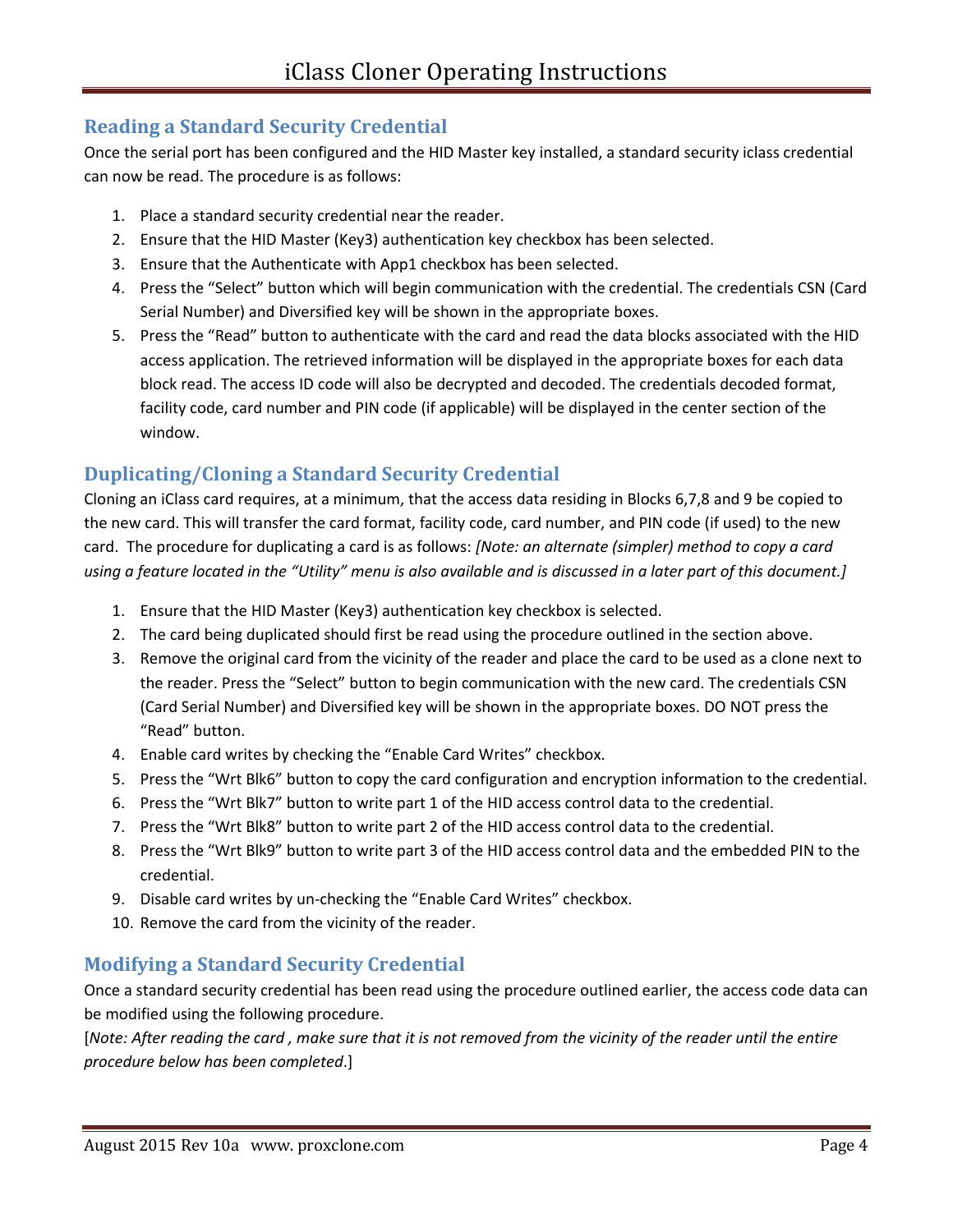## Reading a Standard Security Credential

Once the serial port has been configured and the HID Master key installed, a standard security iclass credential can now be read. The procedure is as follows:

1. Place a standard security credential near the reader.
2. Ensure that the HID Master (Key3) authentication key checkbox has been selected.
3. Ensure that the Authenticate with App1 checkbox has been selected.
4. Press the "Select" button which will begin communication with the credential. The credentials CSN (Card Serial Number) and Diversified key will be shown in the appropriate boxes.
5. Press the "Read" button to authenticate with the card and read the data blocks associated with the HID access application. The retrieved information will be displayed in the appropriate boxes for each data block read. The access ID code will also be decrypted and decoded. The credentials decoded format, facility code, card number and PIN code (if applicable) will be displayed in the center section of the window.

## Duplicating/Cloning a Standard Security Credential

Cloning an iClass card requires, at a minimum, that the access data residing in Blocks 6,7,8 and 9 be copied to the new card. This will transfer the card format, facility code, card number, and PIN code (if used) to the new card. The procedure for duplicating a card is as follows: *[Note: an alternate (simpler) method to copy a card using a feature located in the "Utility" menu is also available and is discussed in a later part of this document.]*

1. Ensure that the HID Master (Key3) authentication key checkbox is selected.
2. The card being duplicated should first be read using the procedure outlined in the section above.
3. Remove the original card from the vicinity of the reader and place the card to be used as a clone next to the reader. Press the "Select" button to begin communication with the new card. The credentials CSN (Card Serial Number) and Diversified key will be shown in the appropriate boxes. DO NOT press the "Read" button.
4. Enable card writes by checking the "Enable Card Writes" checkbox.
5. Press the "Wrt Blk6" button to copy the card configuration and encryption information to the credential.
6. Press the "Wrt Blk7" button to write part 1 of the HID access control data to the credential.
7. Press the "Wrt Blk8" button to write part 2 of the HID access control data to the credential.
8. Press the "Wrt Blk9" button to write part 3 of the HID access control data and the embedded PIN to the credential.
9. Disable card writes by un-checking the "Enable Card Writes" checkbox.
10. Remove the card from the vicinity of the reader.

## Modifying a Standard Security Credential

Once a standard security credential has been read using the procedure outlined earlier, the access code data can be modified using the following procedure.

[*Note: After reading the card , make sure that it is not removed from the vicinity of the reader until the entire procedure below has been completed*.]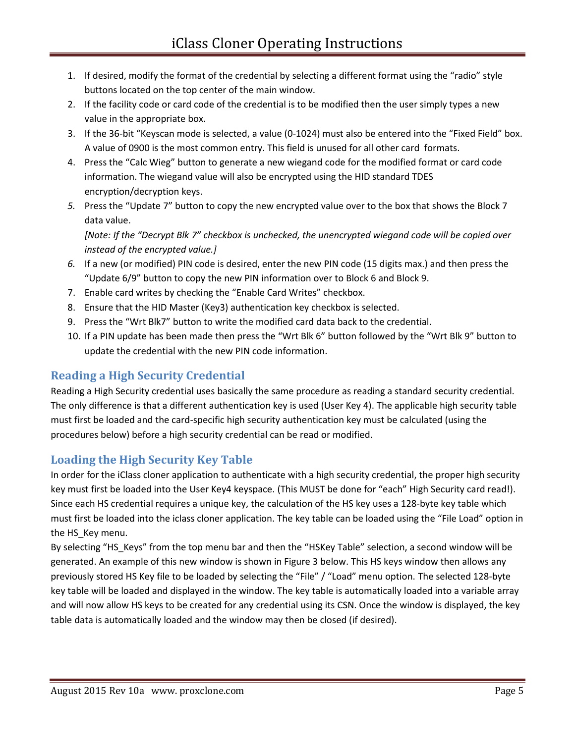1. If desired, modify the format of the credential by selecting a different format using the “radio” style buttons located on the top center of the main window.
2. If the facility code or card code of the credential is to be modified then the user simply types a new value in the appropriate box.
3. If the 36-bit “Keyscan mode is selected, a value (0-1024) must also be entered into the “Fixed Field” box. A value of 0900 is the most common entry. This field is unused for all other card formats.
4. Press the “Calc Wieg” button to generate a new wiegand code for the modified format or card code information. The wiegand value will also be encrypted using the HID standard TDES encryption/decryption keys.
5. Press the “Update 7” button to copy the new encrypted value over to the box that shows the Block 7 data value.
   *[Note: If the “Decrypt Blk 7” checkbox is unchecked, the unencrypted wiegand code will be copied over instead of the encrypted value.]*
6. If a new (or modified) PIN code is desired, enter the new PIN code (15 digits max.) and then press the “Update 6/9” button to copy the new PIN information over to Block 6 and Block 9.
7. Enable card writes by checking the “Enable Card Writes” checkbox.
8. Ensure that the HID Master (Key3) authentication key checkbox is selected.
9. Press the “Wrt Blk7” button to write the modified card data back to the credential.
10. If a PIN update has been made then press the “Wrt Blk 6” button followed by the “Wrt Blk 9” button to update the credential with the new PIN code information.

## Reading a High Security Credential

Reading a High Security credential uses basically the same procedure as reading a standard security credential. The only difference is that a different authentication key is used (User Key 4). The applicable high security table must first be loaded and the card-specific high security authentication key must be calculated (using the procedures below) before a high security credential can be read or modified.

## Loading the High Security Key Table

In order for the iClass cloner application to authenticate with a high security credential, the proper high security key must first be loaded into the User Key4 keyspace. (This MUST be done for “each” High Security card read!). Since each HS credential requires a unique key, the calculation of the HS key uses a 128-byte key table which must first be loaded into the iclass cloner application. The key table can be loaded using the “File Load” option in the HS_Key menu.

By selecting “HS_Keys” from the top menu bar and then the “HSKey Table” selection, a second window will be generated. An example of this new window is shown in Figure 3 below. This HS keys window then allows any previously stored HS Key file to be loaded by selecting the “File” / “Load” menu option. The selected 128-byte key table will be loaded and displayed in the window. The key table is automatically loaded into a variable array and will now allow HS keys to be created for any credential using its CSN. Once the window is displayed, the key table data is automatically loaded and the window may then be closed (if desired).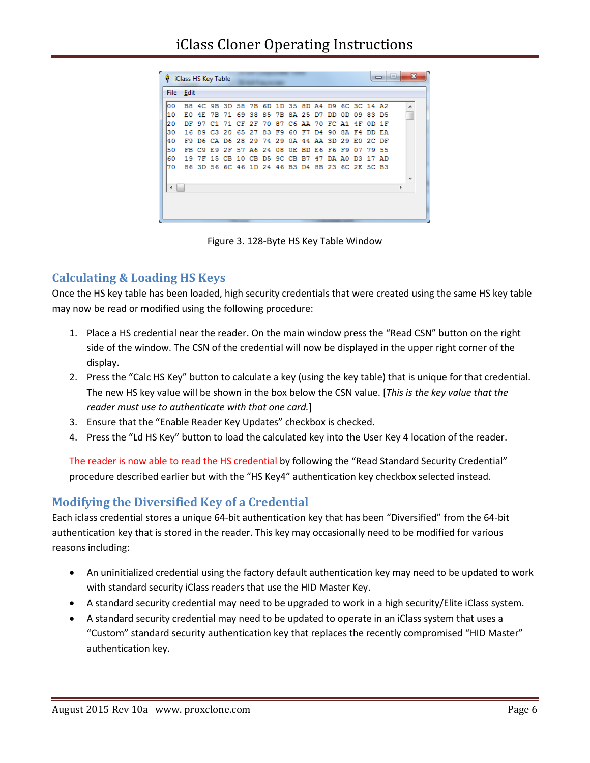```
iClass HS Key Table
File  Edit

00  B8 4C 9B 3D 58 7B 6D 1D 35 8D A4 D9 6C 3C 14 A2
10  E0 4E 7B 71 69 38 85 7B 8A 25 D7 DD 0D 09 83 D5
20  DF 97 C1 71 CF 2F 70 87 C6 AA 70 FC A1 4F 0D 1F
30  16 89 C3 20 65 27 83 F9 60 F7 D4 90 8A F4 DD EA
40  F9 D6 CA D6 28 29 74 29 0A 44 AA 3D 29 E0 2C DF
50  FB C9 E9 2F 57 A6 24 08 0E BD E6 F6 F9 07 79 55
60  19 7F 15 CB 10 CB D5 9C CB B7 47 DA A0 D3 17 AD
70  86 3D 56 6C 46 1D 24 46 B3 D4 8B 23 6C 2E 5C B3
```

Figure 3. 128-Byte HS Key Table Window

## Calculating & Loading HS Keys

Once the HS key table has been loaded, high security credentials that were created using the same HS key table may now be read or modified using the following procedure:

1. Place a HS credential near the reader. On the main window press the "Read CSN" button on the right side of the window. The CSN of the credential will now be displayed in the upper right corner of the display.
2. Press the "Calc HS Key" button to calculate a key (using the key table) that is unique for that credential. The new HS key value will be shown in the box below the CSN value. [*This is the key value that the reader must use to authenticate with that one card.*]
3. Ensure that the "Enable Reader Key Updates" checkbox is checked.
4. Press the "Ld HS Key" button to load the calculated key into the User Key 4 location of the reader.

The reader is now able to read the HS credential by following the "Read Standard Security Credential" procedure described earlier but with the "HS Key4" authentication key checkbox selected instead.

## Modifying the Diversified Key of a Credential

Each iclass credential stores a unique 64-bit authentication key that has been "Diversified" from the 64-bit authentication key that is stored in the reader. This key may occasionally need to be modified for various reasons including:

- An uninitialized credential using the factory default authentication key may need to be updated to work with standard security iClass readers that use the HID Master Key.
- A standard security credential may need to be upgraded to work in a high security/Elite iClass system.
- A standard security credential may need to be updated to operate in an iClass system that uses a "Custom" standard security authentication key that replaces the recently compromised "HID Master" authentication key.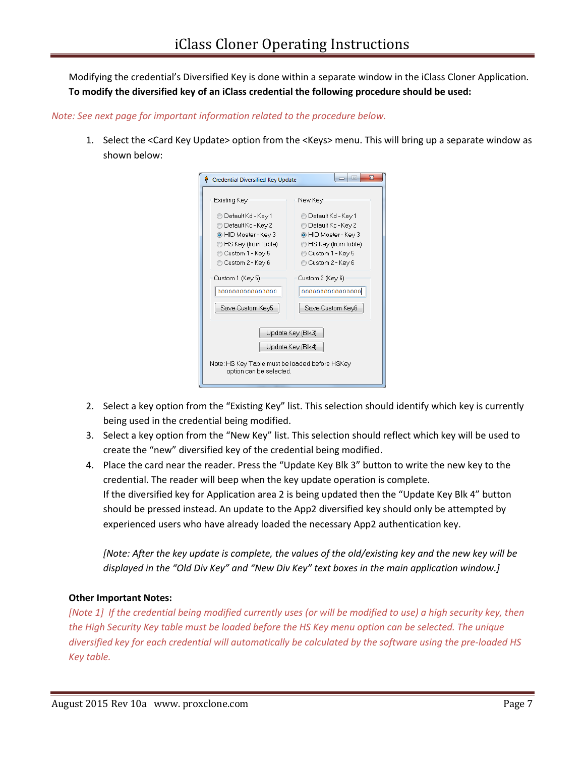Modifying the credential's Diversified Key is done within a separate window in the iClass Cloner Application. **To modify the diversified key of an iClass credential the following procedure should be used:**

*Note: See next page for important information related to the procedure below.*

1. Select the <Card Key Update> option from the <Keys> menu. This will bring up a separate window as shown below:

2. Select a key option from the "Existing Key" list. This selection should identify which key is currently being used in the credential being modified.
3. Select a key option from the "New Key" list. This selection should reflect which key will be used to create the "new" diversified key of the credential being modified.
4. Place the card near the reader. Press the "Update Key Blk 3" button to write the new key to the credential. The reader will beep when the key update operation is complete.
   If the diversified key for Application area 2 is being updated then the "Update Key Blk 4" button should be pressed instead. An update to the App2 diversified key should only be attempted by experienced users who have already loaded the necessary App2 authentication key.

   *[Note: After the key update is complete, the values of the old/existing key and the new key will be displayed in the "Old Div Key" and "New Div Key" text boxes in the main application window.]*

**Other Important Notes:**

*[Note 1] If the credential being modified currently uses (or will be modified to use) a high security key, then the High Security Key table must be loaded before the HS Key menu option can be selected. The unique diversified key for each credential will automatically be calculated by the software using the pre-loaded HS Key table.*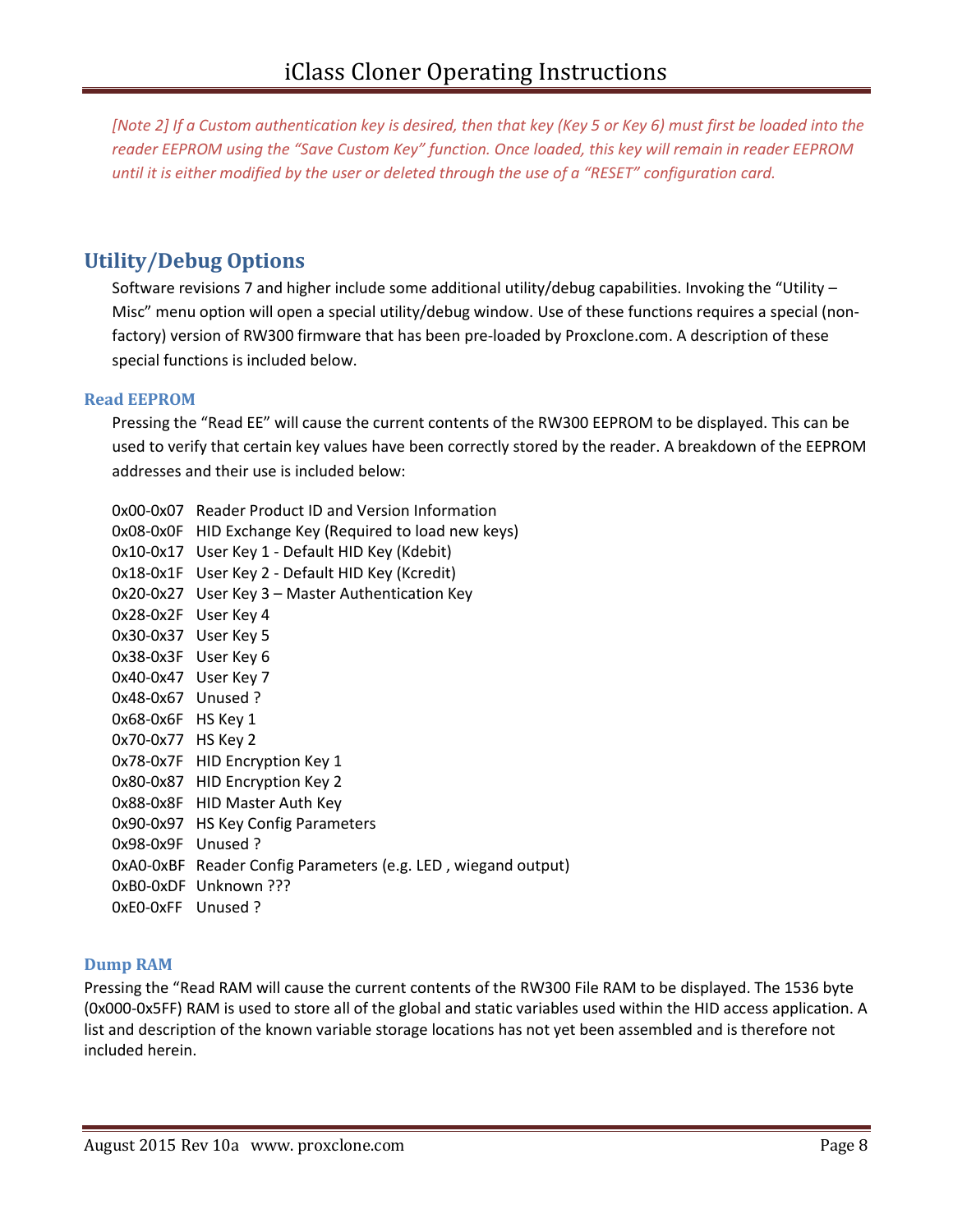*[Note 2] If a Custom authentication key is desired, then that key (Key 5 or Key 6) must first be loaded into the reader EEPROM using the "Save Custom Key" function. Once loaded, this key will remain in reader EEPROM until it is either modified by the user or deleted through the use of a "RESET" configuration card.*

## Utility/Debug Options

Software revisions 7 and higher include some additional utility/debug capabilities. Invoking the "Utility – Misc" menu option will open a special utility/debug window. Use of these functions requires a special (non-factory) version of RW300 firmware that has been pre-loaded by Proxclone.com. A description of these special functions is included below.

### Read EEPROM

Pressing the "Read EE" will cause the current contents of the RW300 EEPROM to be displayed. This can be used to verify that certain key values have been correctly stored by the reader. A breakdown of the EEPROM addresses and their use is included below:

0x00-0x07 Reader Product ID and Version Information
0x08-0x0F HID Exchange Key (Required to load new keys)
0x10-0x17 User Key 1 - Default HID Key (Kdebit)
0x18-0x1F User Key 2 - Default HID Key (Kcredit)
0x20-0x27 User Key 3 – Master Authentication Key
0x28-0x2F User Key 4
0x30-0x37 User Key 5
0x38-0x3F User Key 6
0x40-0x47 User Key 7
0x48-0x67 Unused ?
0x68-0x6F HS Key 1
0x70-0x77 HS Key 2
0x78-0x7F HID Encryption Key 1
0x80-0x87 HID Encryption Key 2
0x88-0x8F HID Master Auth Key
0x90-0x97 HS Key Config Parameters
0x98-0x9F Unused ?
0xA0-0xBF Reader Config Parameters (e.g. LED , wiegand output)
0xB0-0xDF Unknown ???
0xE0-0xFF Unused ?

### Dump RAM

Pressing the "Read RAM will cause the current contents of the RW300 File RAM to be displayed. The 1536 byte (0x000-0x5FF) RAM is used to store all of the global and static variables used within the HID access application. A list and description of the known variable storage locations has not yet been assembled and is therefore not included herein.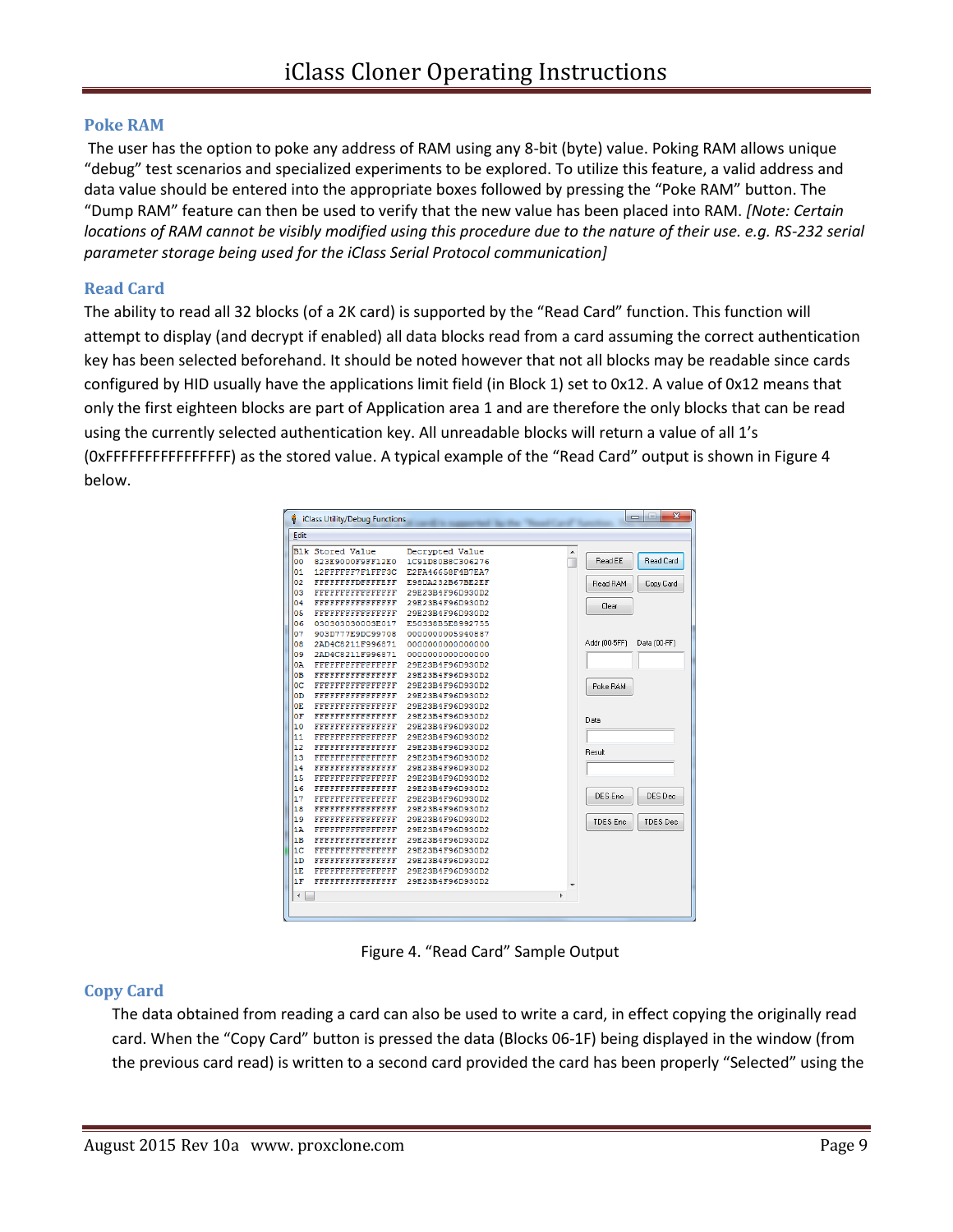## Poke RAM

The user has the option to poke any address of RAM using any 8-bit (byte) value. Poking RAM allows unique "debug" test scenarios and specialized experiments to be explored. To utilize this feature, a valid address and data value should be entered into the appropriate boxes followed by pressing the "Poke RAM" button. The "Dump RAM" feature can then be used to verify that the new value has been placed into RAM. *[Note: Certain locations of RAM cannot be visibly modified using this procedure due to the nature of their use. e.g. RS-232 serial parameter storage being used for the iClass Serial Protocol communication]*

## Read Card

The ability to read all 32 blocks (of a 2K card) is supported by the "Read Card" function. This function will attempt to display (and decrypt if enabled) all data blocks read from a card assuming the correct authentication key has been selected beforehand. It should be noted however that not all blocks may be readable since cards configured by HID usually have the applications limit field (in Block 1) set to 0x12. A value of 0x12 means that only the first eighteen blocks are part of Application area 1 and are therefore the only blocks that can be read using the currently selected authentication key. All unreadable blocks will return a value of all 1's (0xFFFFFFFFFFFFFFFF) as the stored value. A typical example of the "Read Card" output is shown in Figure 4 below.

Figure 4. "Read Card" Sample Output

## Copy Card

The data obtained from reading a card can also be used to write a card, in effect copying the originally read card. When the "Copy Card" button is pressed the data (Blocks 06-1F) being displayed in the window (from the previous card read) is written to a second card provided the card has been properly "Selected" using the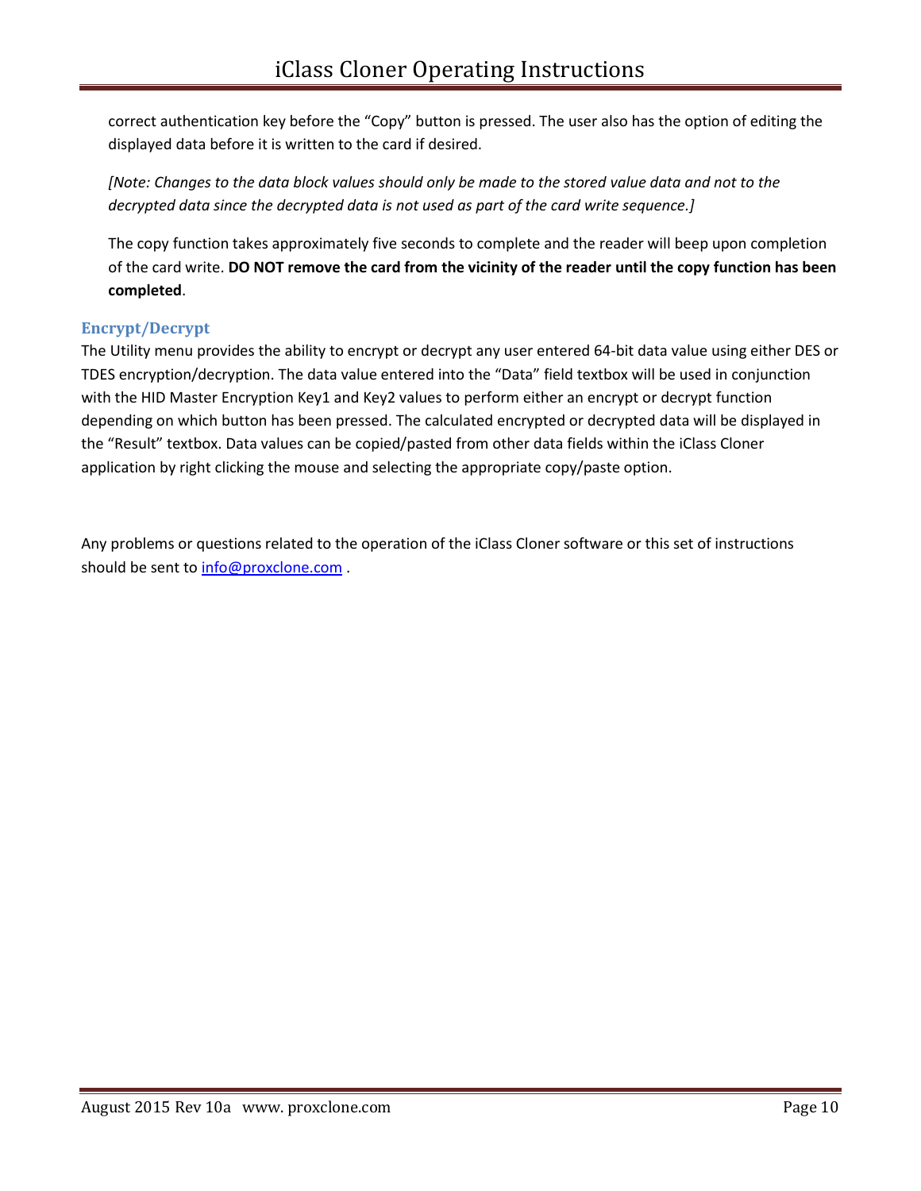correct authentication key before the "Copy" button is pressed. The user also has the option of editing the displayed data before it is written to the card if desired.

*[Note: Changes to the data block values should only be made to the stored value data and not to the decrypted data since the decrypted data is not used as part of the card write sequence.]*

The copy function takes approximately five seconds to complete and the reader will beep upon completion of the card write. **DO NOT remove the card from the vicinity of the reader until the copy function has been completed**.

### Encrypt/Decrypt

The Utility menu provides the ability to encrypt or decrypt any user entered 64-bit data value using either DES or TDES encryption/decryption. The data value entered into the "Data" field textbox will be used in conjunction with the HID Master Encryption Key1 and Key2 values to perform either an encrypt or decrypt function depending on which button has been pressed. The calculated encrypted or decrypted data will be displayed in the "Result" textbox. Data values can be copied/pasted from other data fields within the iClass Cloner application by right clicking the mouse and selecting the appropriate copy/paste option.

Any problems or questions related to the operation of the iClass Cloner software or this set of instructions should be sent to info@proxclone.com .